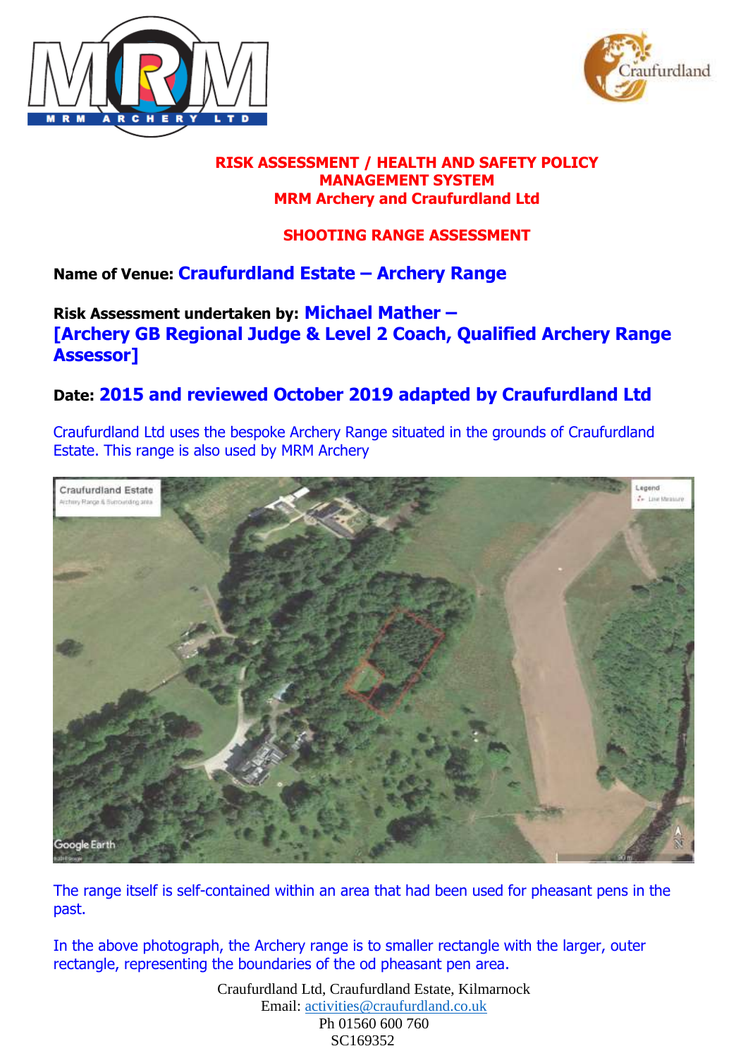# RISK ASSESSMENT / HEALTH AND SAFETY POLICY MANAGEMENT SYSTEM
## MRM Archery and Craufurdland Ltd

## SHOOTING RANGE ASSESSMENT

**Name of Venue:** **Craufurdland Estate – Archery Range**

**Risk Assessment undertaken by:** **Michael Mather – [Archery GB Regional Judge & Level 2 Coach, Qualified Archery Range Assessor]**

**Date:** **2015 and reviewed October 2019 adapted by Craufurdland Ltd**

Craufurdland Ltd uses the bespoke Archery Range situated in the grounds of Craufurdland Estate. This range is also used by MRM Archery

The range itself is self-contained within an area that had been used for pheasant pens in the past.

In the above photograph, the Archery range is to smaller rectangle with the larger, outer rectangle, representing the boundaries of the od pheasant pen area.

Craufurdland Ltd, Craufurdland Estate, Kilmarnock
Email: activities@craufurdland.co.uk
Ph 01560 600 760
SC169352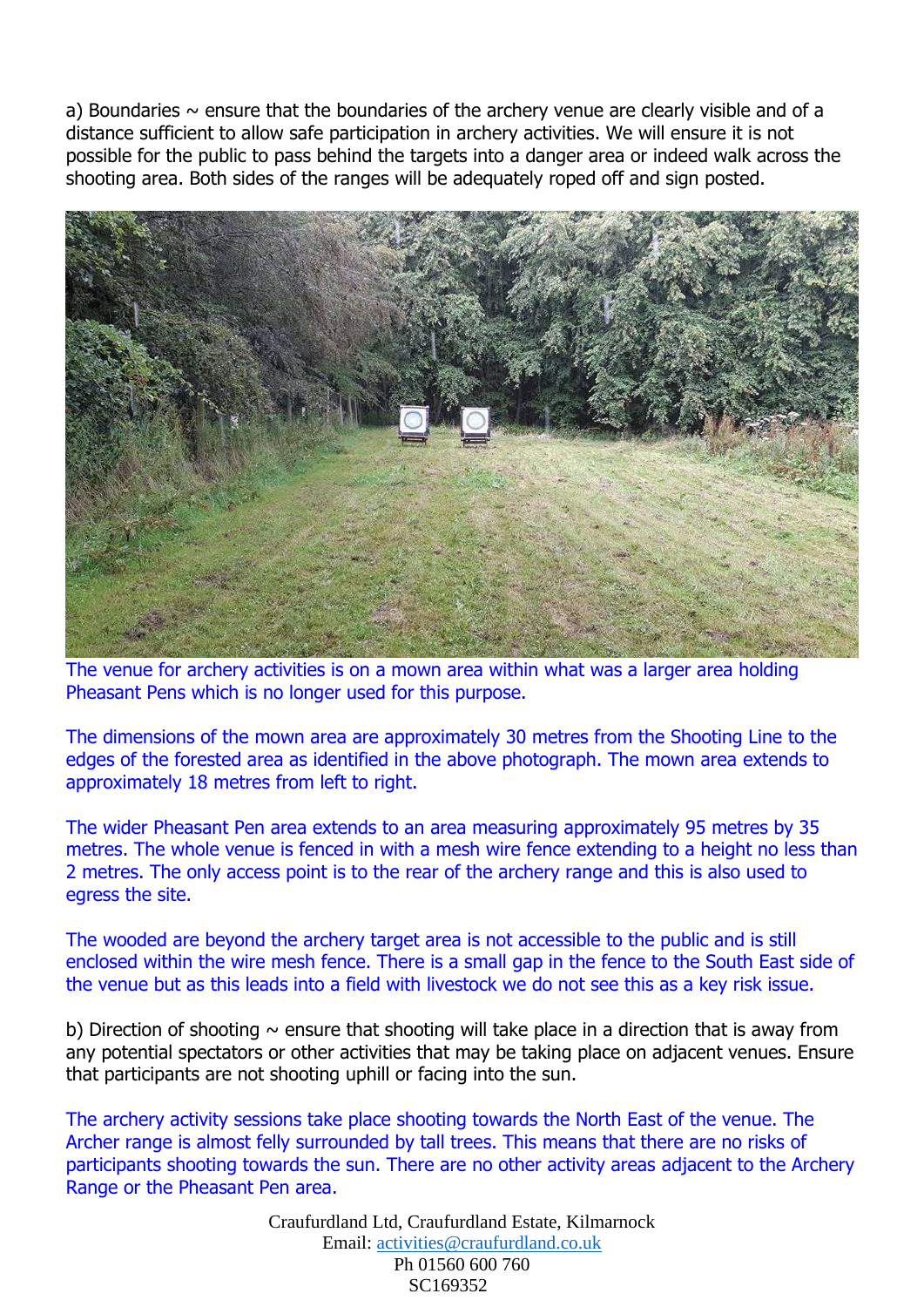a) Boundaries ~ ensure that the boundaries of the archery venue are clearly visible and of a distance sufficient to allow safe participation in archery activities. We will ensure it is not possible for the public to pass behind the targets into a danger area or indeed walk across the shooting area. Both sides of the ranges will be adequately roped off and sign posted.

The venue for archery activities is on a mown area within what was a larger area holding Pheasant Pens which is no longer used for this purpose.

The dimensions of the mown area are approximately 30 metres from the Shooting Line to the edges of the forested area as identified in the above photograph. The mown area extends to approximately 18 metres from left to right.

The wider Pheasant Pen area extends to an area measuring approximately 95 metres by 35 metres. The whole venue is fenced in with a mesh wire fence extending to a height no less than 2 metres. The only access point is to the rear of the archery range and this is also used to egress the site.

The wooded are beyond the archery target area is not accessible to the public and is still enclosed within the wire mesh fence. There is a small gap in the fence to the South East side of the venue but as this leads into a field with livestock we do not see this as a key risk issue.

b) Direction of shooting ~ ensure that shooting will take place in a direction that is away from any potential spectators or other activities that may be taking place on adjacent venues. Ensure that participants are not shooting uphill or facing into the sun.

The archery activity sessions take place shooting towards the North East of the venue. The Archer range is almost felly surrounded by tall trees. This means that there are no risks of participants shooting towards the sun. There are no other activity areas adjacent to the Archery Range or the Pheasant Pen area.

Craufurdland Ltd, Craufurdland Estate, Kilmarnock
Email: activities@craufurdland.co.uk
Ph 01560 600 760
SC169352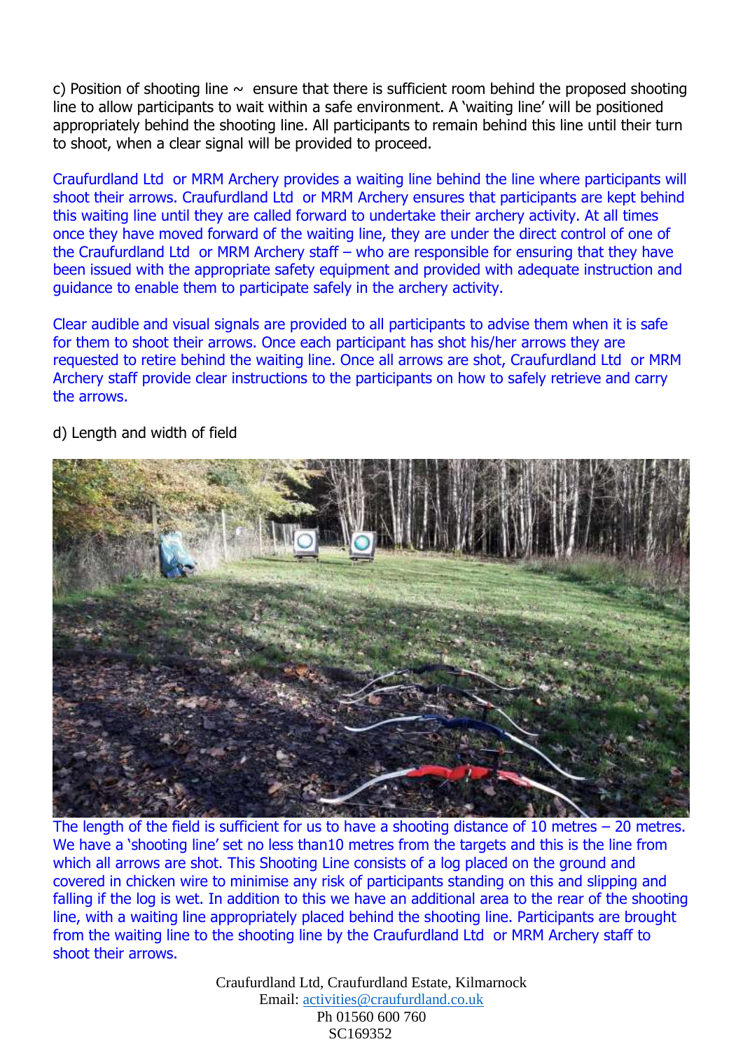c) Position of shooting line ~ ensure that there is sufficient room behind the proposed shooting line to allow participants to wait within a safe environment. A 'waiting line' will be positioned appropriately behind the shooting line. All participants to remain behind this line until their turn to shoot, when a clear signal will be provided to proceed.

Craufurdland Ltd or MRM Archery provides a waiting line behind the line where participants will shoot their arrows. Craufurdland Ltd or MRM Archery ensures that participants are kept behind this waiting line until they are called forward to undertake their archery activity. At all times once they have moved forward of the waiting line, they are under the direct control of one of the Craufurdland Ltd or MRM Archery staff – who are responsible for ensuring that they have been issued with the appropriate safety equipment and provided with adequate instruction and guidance to enable them to participate safely in the archery activity.

Clear audible and visual signals are provided to all participants to advise them when it is safe for them to shoot their arrows. Once each participant has shot his/her arrows they are requested to retire behind the waiting line. Once all arrows are shot, Craufurdland Ltd or MRM Archery staff provide clear instructions to the participants on how to safely retrieve and carry the arrows.

d) Length and width of field

The length of the field is sufficient for us to have a shooting distance of 10 metres – 20 metres. We have a 'shooting line' set no less than10 metres from the targets and this is the line from which all arrows are shot. This Shooting Line consists of a log placed on the ground and covered in chicken wire to minimise any risk of participants standing on this and slipping and falling if the log is wet. In addition to this we have an additional area to the rear of the shooting line, with a waiting line appropriately placed behind the shooting line. Participants are brought from the waiting line to the shooting line by the Craufurdland Ltd or MRM Archery staff to shoot their arrows.

Craufurdland Ltd, Craufurdland Estate, Kilmarnock
Email: activities@craufurdland.co.uk
Ph 01560 600 760
SC169352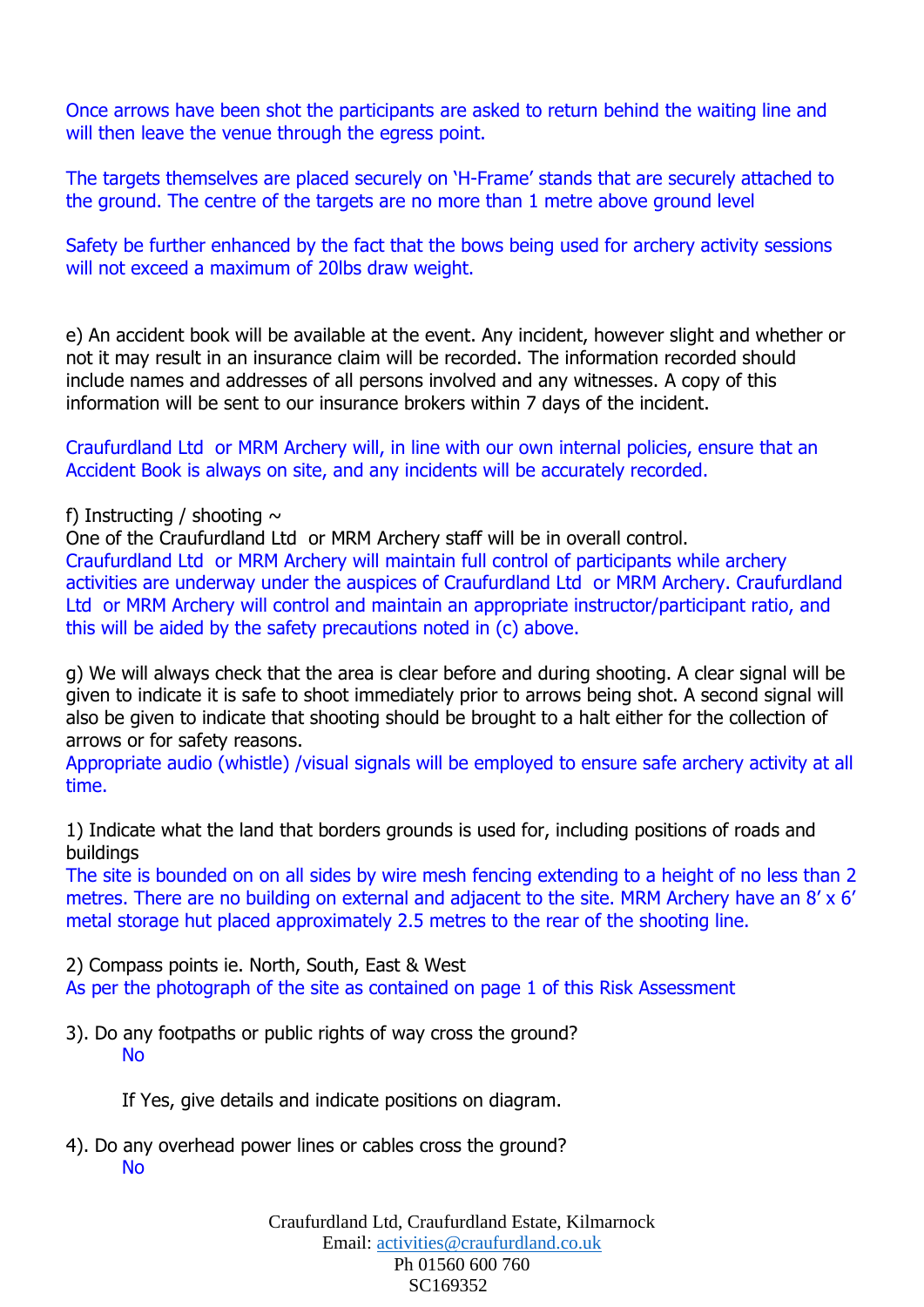Once arrows have been shot the participants are asked to return behind the waiting line and will then leave the venue through the egress point.

The targets themselves are placed securely on 'H-Frame' stands that are securely attached to the ground. The centre of the targets are no more than 1 metre above ground level

Safety be further enhanced by the fact that the bows being used for archery activity sessions will not exceed a maximum of 20lbs draw weight.

e) An accident book will be available at the event. Any incident, however slight and whether or not it may result in an insurance claim will be recorded. The information recorded should include names and addresses of all persons involved and any witnesses. A copy of this information will be sent to our insurance brokers within 7 days of the incident.

Craufurdland Ltd or MRM Archery will, in line with our own internal policies, ensure that an Accident Book is always on site, and any incidents will be accurately recorded.

f) Instructing / shooting ~
One of the Craufurdland Ltd or MRM Archery staff will be in overall control.
Craufurdland Ltd or MRM Archery will maintain full control of participants while archery activities are underway under the auspices of Craufurdland Ltd or MRM Archery. Craufurdland Ltd or MRM Archery will control and maintain an appropriate instructor/participant ratio, and this will be aided by the safety precautions noted in (c) above.

g) We will always check that the area is clear before and during shooting. A clear signal will be given to indicate it is safe to shoot immediately prior to arrows being shot. A second signal will also be given to indicate that shooting should be brought to a halt either for the collection of arrows or for safety reasons.
Appropriate audio (whistle) /visual signals will be employed to ensure safe archery activity at all time.

1) Indicate what the land that borders grounds is used for, including positions of roads and buildings
The site is bounded on on all sides by wire mesh fencing extending to a height of no less than 2 metres. There are no building on external and adjacent to the site. MRM Archery have an 8' x 6' metal storage hut placed approximately 2.5 metres to the rear of the shooting line.

2) Compass points ie. North, South, East & West
As per the photograph of the site as contained on page 1 of this Risk Assessment

3). Do any footpaths or public rights of way cross the ground?
No

If Yes, give details and indicate positions on diagram.

4). Do any overhead power lines or cables cross the ground?
No

Craufurdland Ltd, Craufurdland Estate, Kilmarnock
Email: activities@craufurdland.co.uk
Ph 01560 600 760
SC169352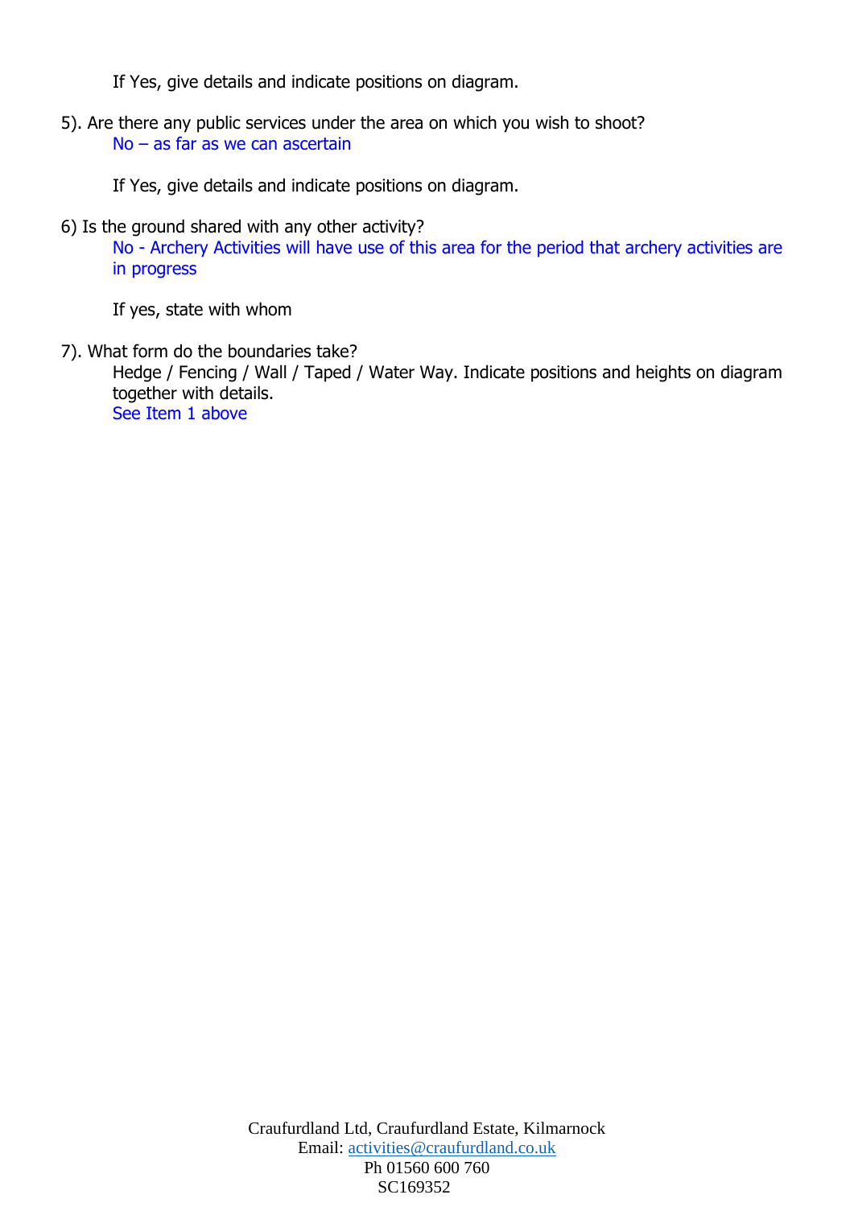If Yes, give details and indicate positions on diagram.

5). Are there any public services under the area on which you wish to shoot?

No – as far as we can ascertain

If Yes, give details and indicate positions on diagram.

6) Is the ground shared with any other activity?

No - Archery Activities will have use of this area for the period that archery activities are in progress

If yes, state with whom

7). What form do the boundaries take?

Hedge / Fencing / Wall / Taped / Water Way. Indicate positions and heights on diagram together with details.

See Item 1 above

Craufurdland Ltd, Craufurdland Estate, Kilmarnock
Email: activities@craufurdland.co.uk
Ph 01560 600 760
SC169352